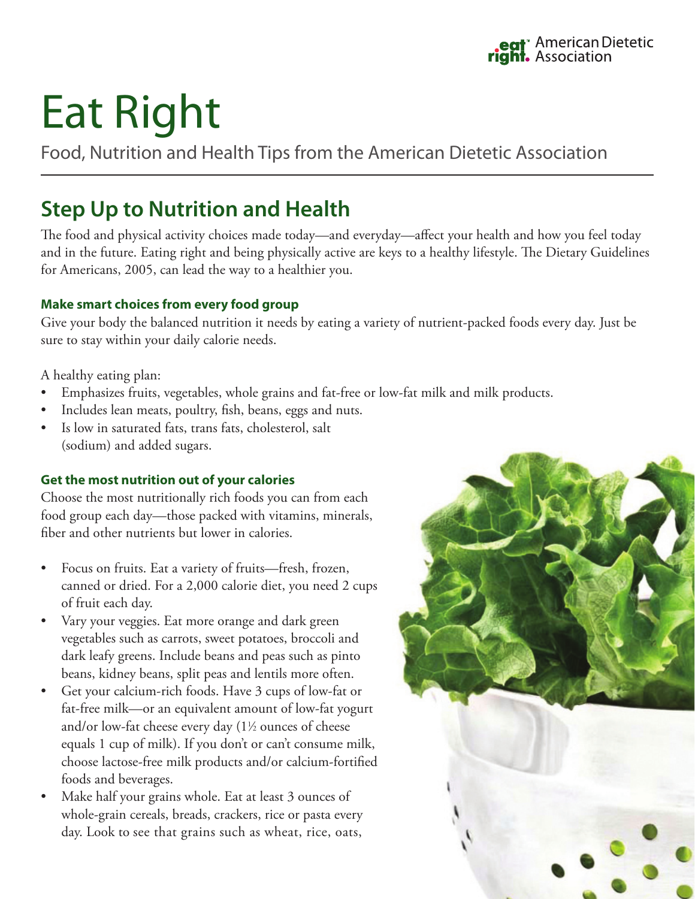eat right. American Dietetic Association

# Eat Right

Food, Nutrition and Health Tips from the American Dietetic Association

## Step Up to Nutrition and Health

The food and physical activity choices made today—and everyday—affect your health and how you feel today and in the future. Eating right and being physically active are keys to a healthy lifestyle. The Dietary Guidelines for Americans, 2005, can lead the way to a healthier you.

### Make smart choices from every food group

Give your body the balanced nutrition it needs by eating a variety of nutrient-packed foods every day. Just be sure to stay within your daily calorie needs.

A healthy eating plan:

- Emphasizes fruits, vegetables, whole grains and fat-free or low-fat milk and milk products.
- Includes lean meats, poultry, fish, beans, eggs and nuts.
- Is low in saturated fats, trans fats, cholesterol, salt (sodium) and added sugars.

### Get the most nutrition out of your calories

Choose the most nutritionally rich foods you can from each food group each day—those packed with vitamins, minerals, fiber and other nutrients but lower in calories.

- Focus on fruits. Eat a variety of fruits—fresh, frozen, canned or dried. For a 2,000 calorie diet, you need 2 cups of fruit each day.
- Vary your veggies. Eat more orange and dark green vegetables such as carrots, sweet potatoes, broccoli and dark leafy greens. Include beans and peas such as pinto beans, kidney beans, split peas and lentils more often.
- Get your calcium-rich foods. Have 3 cups of low-fat or fat-free milk—or an equivalent amount of low-fat yogurt and/or low-fat cheese every day (1½ ounces of cheese equals 1 cup of milk). If you don't or can't consume milk, choose lactose-free milk products and/or calcium-fortified foods and beverages.
- Make half your grains whole. Eat at least 3 ounces of whole-grain cereals, breads, crackers, rice or pasta every day. Look to see that grains such as wheat, rice, oats,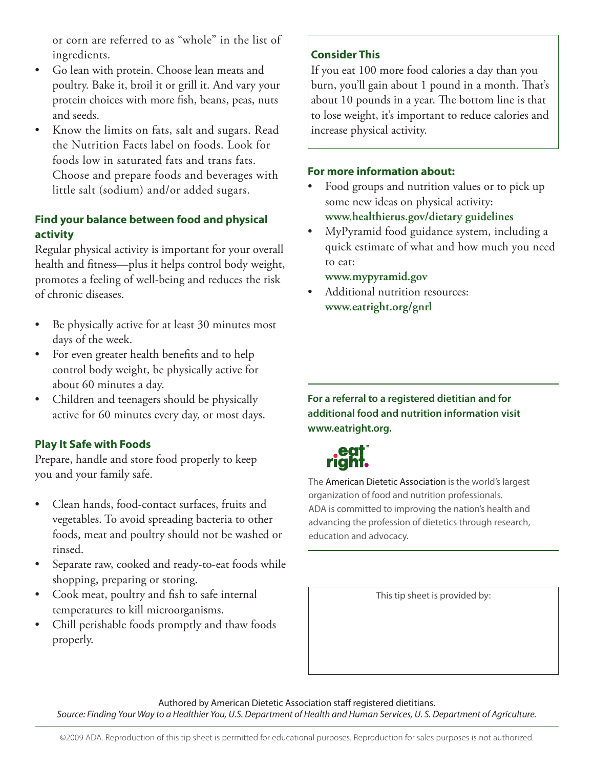or corn are referred to as "whole" in the list of ingredients.

- Go lean with protein. Choose lean meats and poultry. Bake it, broil it or grill it. And vary your protein choices with more fish, beans, peas, nuts and seeds.
- Know the limits on fats, salt and sugars. Read the Nutrition Facts label on foods. Look for foods low in saturated fats and trans fats. Choose and prepare foods and beverages with little salt (sodium) and/or added sugars.

### Find your balance between food and physical activity

Regular physical activity is important for your overall health and fitness—plus it helps control body weight, promotes a feeling of well-being and reduces the risk of chronic diseases.

- Be physically active for at least 30 minutes most days of the week.
- For even greater health benefits and to help control body weight, be physically active for about 60 minutes a day.
- Children and teenagers should be physically active for 60 minutes every day, or most days.

### Play It Safe with Foods

Prepare, handle and store food properly to keep you and your family safe.

- Clean hands, food-contact surfaces, fruits and vegetables. To avoid spreading bacteria to other foods, meat and poultry should not be washed or rinsed.
- Separate raw, cooked and ready-to-eat foods while shopping, preparing or storing.
- Cook meat, poultry and fish to safe internal temperatures to kill microorganisms.
- Chill perishable foods promptly and thaw foods properly.

### Consider This

If you eat 100 more food calories a day than you burn, you'll gain about 1 pound in a month. That's about 10 pounds in a year. The bottom line is that to lose weight, it's important to reduce calories and increase physical activity.

### For more information about:

- Food groups and nutrition values or to pick up some new ideas on physical activity: **www.healthierus.gov/dietary guidelines**
- MyPyramid food guidance system, including a quick estimate of what and how much you need to eat: **www.mypyramid.gov**
- Additional nutrition resources: **www.eatright.org/gnrl**

**For a referral to a registered dietitian and for additional food and nutrition information visit www.eatright.org.**

eat right.

The American Dietetic Association is the world's largest organization of food and nutrition professionals. ADA is committed to improving the nation's health and advancing the profession of dietetics through research, education and advocacy.

This tip sheet is provided by:

Authored by American Dietetic Association staff registered dietitians.

*Source: Finding Your Way to a Healthier You, U.S. Department of Health and Human Services, U. S. Department of Agriculture.*

©2009 ADA. Reproduction of this tip sheet is permitted for educational purposes. Reproduction for sales purposes is not authorized.